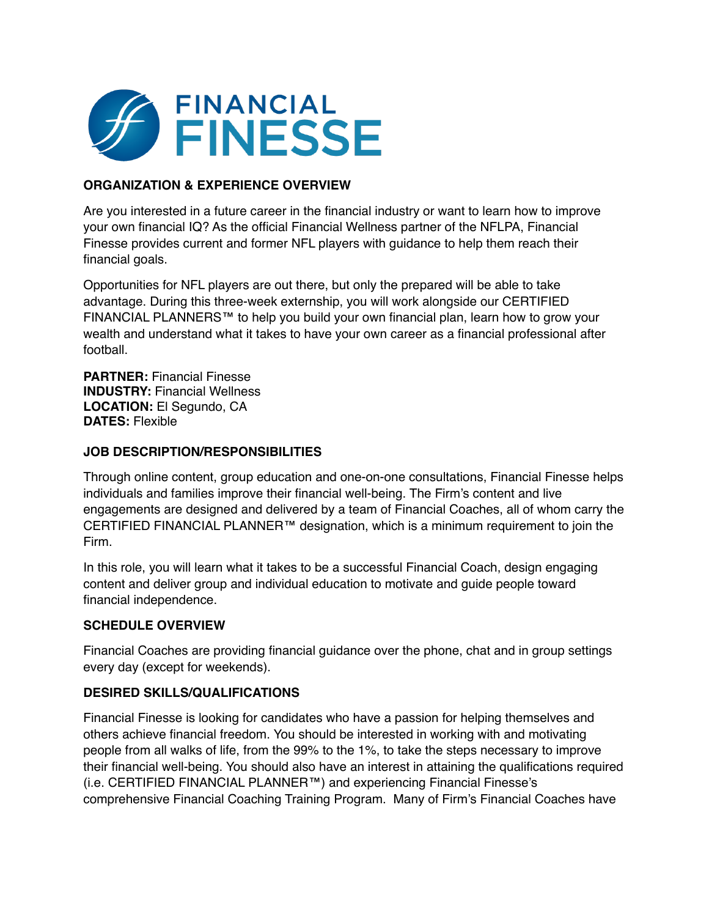# FINANCIAL FINESSE

## ORGANIZATION & EXPERIENCE OVERVIEW

Are you interested in a future career in the financial industry or want to learn how to improve your own financial IQ? As the official Financial Wellness partner of the NFLPA, Financial Finesse provides current and former NFL players with guidance to help them reach their financial goals.

Opportunities for NFL players are out there, but only the prepared will be able to take advantage. During this three-week externship, you will work alongside our CERTIFIED FINANCIAL PLANNERS™ to help you build your own financial plan, learn how to grow your wealth and understand what it takes to have your own career as a financial professional after football.

**PARTNER:** Financial Finesse
**INDUSTRY:** Financial Wellness
**LOCATION:** El Segundo, CA
**DATES:** Flexible

## JOB DESCRIPTION/RESPONSIBILITIES

Through online content, group education and one-on-one consultations, Financial Finesse helps individuals and families improve their financial well-being. The Firm's content and live engagements are designed and delivered by a team of Financial Coaches, all of whom carry the CERTIFIED FINANCIAL PLANNER™ designation, which is a minimum requirement to join the Firm.

In this role, you will learn what it takes to be a successful Financial Coach, design engaging content and deliver group and individual education to motivate and guide people toward financial independence.

## SCHEDULE OVERVIEW

Financial Coaches are providing financial guidance over the phone, chat and in group settings every day (except for weekends).

## DESIRED SKILLS/QUALIFICATIONS

Financial Finesse is looking for candidates who have a passion for helping themselves and others achieve financial freedom. You should be interested in working with and motivating people from all walks of life, from the 99% to the 1%, to take the steps necessary to improve their financial well-being. You should also have an interest in attaining the qualifications required (i.e. CERTIFIED FINANCIAL PLANNER™) and experiencing Financial Finesse's comprehensive Financial Coaching Training Program. Many of Firm's Financial Coaches have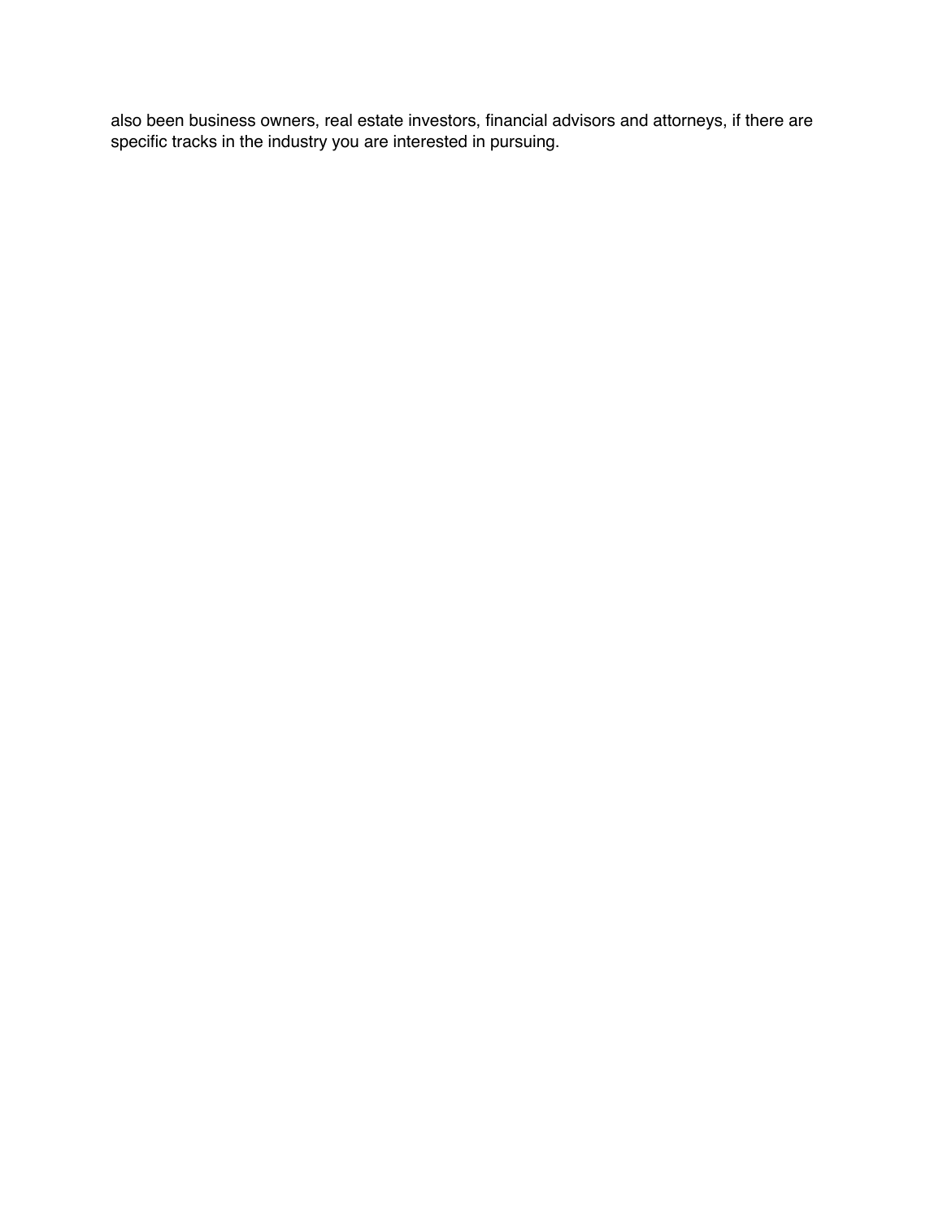also been business owners, real estate investors, financial advisors and attorneys, if there are specific tracks in the industry you are interested in pursuing.